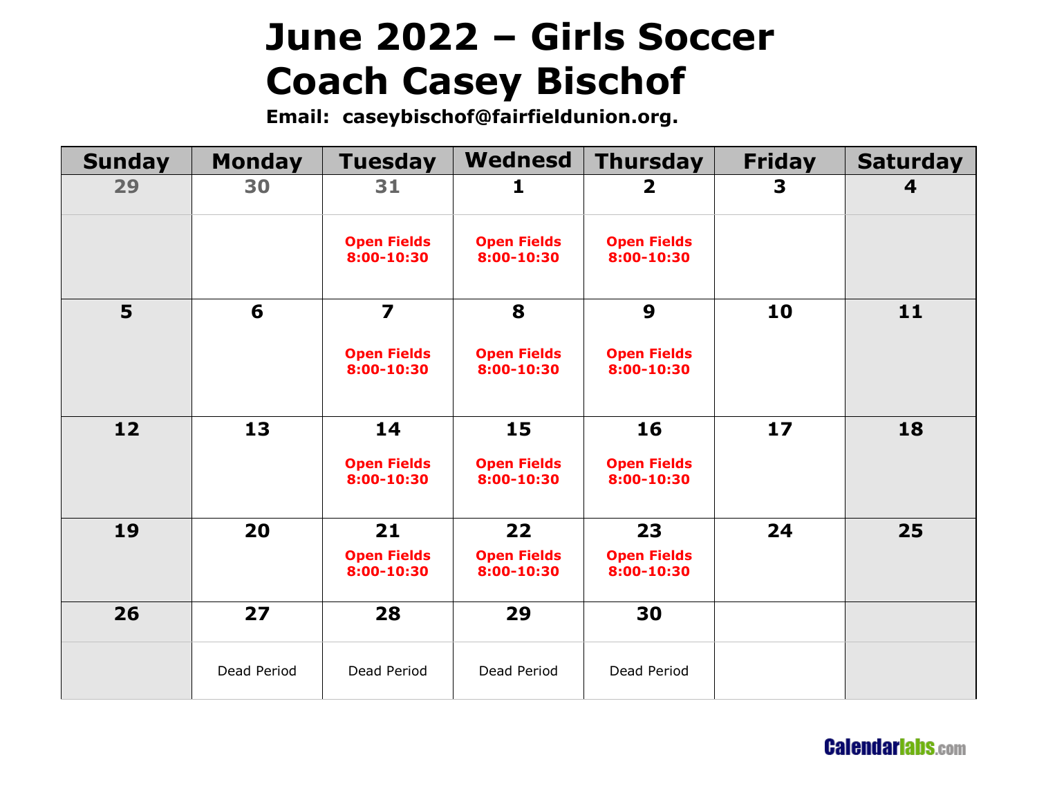# June 2022 – Girls Soccer
# Coach Casey Bischof

**Email: caseybischof@fairfieldunion.org.**

| Sunday | Monday | Tuesday | Wednesd | Thursday | Friday | Saturday |
|---|---|---|---|---|---|---|
| 29 | 30 | 31 | 1 | 2 | 3 | 4 |
| | | Open Fields 8:00-10:30 | Open Fields 8:00-10:30 | Open Fields 8:00-10:30 | | |
| 5 | 6 | 7 Open Fields 8:00-10:30 | 8 Open Fields 8:00-10:30 | 9 Open Fields 8:00-10:30 | 10 | 11 |
| 12 | 13 | 14 Open Fields 8:00-10:30 | 15 Open Fields 8:00-10:30 | 16 Open Fields 8:00-10:30 | 17 | 18 |
| 19 | 20 | 21 Open Fields 8:00-10:30 | 22 Open Fields 8:00-10:30 | 23 Open Fields 8:00-10:30 | 24 | 25 |
| 26 | 27 | 28 | 29 | 30 | | |
| | Dead Period | Dead Period | Dead Period | Dead Period | | |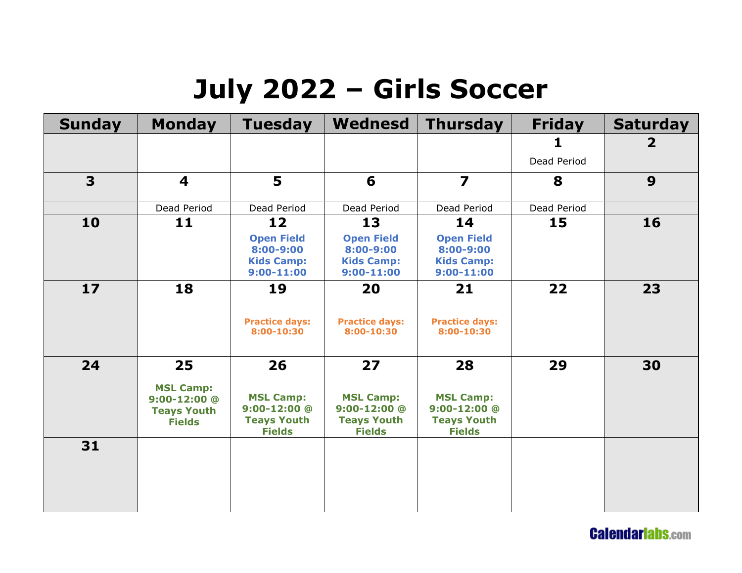# July 2022 – Girls Soccer

| Sunday | Monday | Tuesday | Wednesd | Thursday | Friday | Saturday |
|---|---|---|---|---|---|---|
| | | | | | **1** Dead Period | **2** |
| **3** | **4** Dead Period | **5** Dead Period | **6** Dead Period | **7** Dead Period | **8** Dead Period | **9** |
| **10** | **11** | **12** **Open Field 8:00-9:00 Kids Camp: 9:00-11:00** | **13** **Open Field 8:00-9:00 Kids Camp: 9:00-11:00** | **14** **Open Field 8:00-9:00 Kids Camp: 9:00-11:00** | **15** | **16** |
| **17** | **18** | **19** **Practice days: 8:00-10:30** | **20** **Practice days: 8:00-10:30** | **21** **Practice days: 8:00-10:30** | **22** | **23** |
| **24** | **25** **MSL Camp: 9:00-12:00 @ Teays Youth Fields** | **26** **MSL Camp: 9:00-12:00 @ Teays Youth Fields** | **27** **MSL Camp: 9:00-12:00 @ Teays Youth Fields** | **28** **MSL Camp: 9:00-12:00 @ Teays Youth Fields** | **29** | **30** |
| **31** | | | | | | |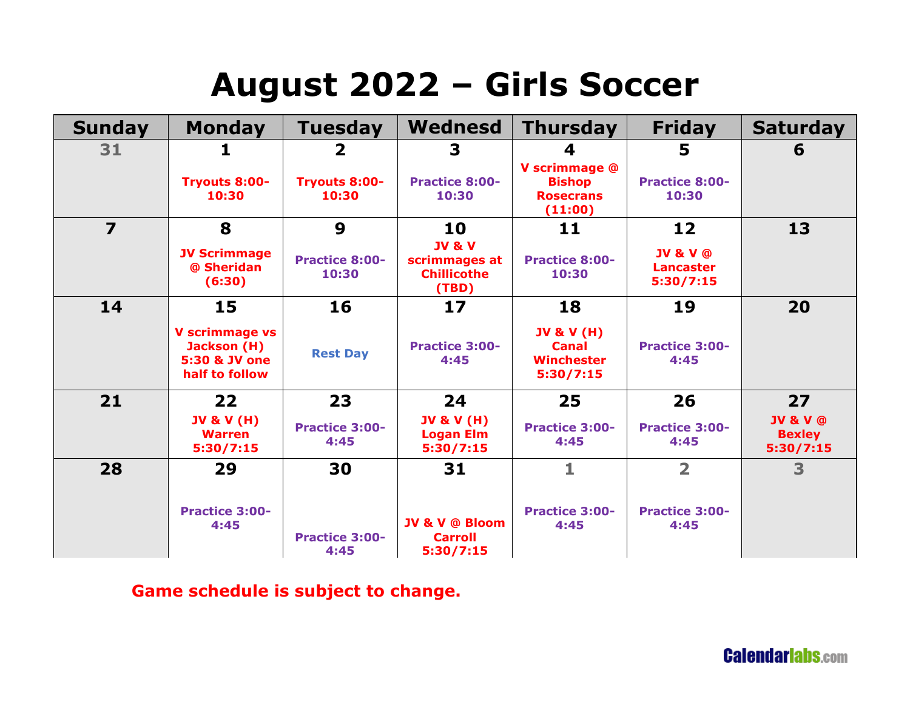# August 2022 – Girls Soccer

| Sunday | Monday | Tuesday | Wednesd | Thursday | Friday | Saturday |
|---|---|---|---|---|---|---|
| 31 | 1<br>Tryouts 8:00-10:30 | 2<br>Tryouts 8:00-10:30 | 3<br>Practice 8:00-10:30 | 4<br>V scrimmage @ Bishop Rosecrans (11:00) | 5<br>Practice 8:00-10:30 | 6 |
| 7 | 8<br>JV Scrimmage @ Sheridan (6:30) | 9<br>Practice 8:00-10:30 | 10<br>JV & V scrimmages at Chillicothe (TBD) | 11<br>Practice 8:00-10:30 | 12<br>JV & V @ Lancaster 5:30/7:15 | 13 |
| 14 | 15<br>V scrimmage vs Jackson (H) 5:30 & JV one half to follow | 16<br>Rest Day | 17<br>Practice 3:00-4:45 | 18<br>JV & V (H) Canal Winchester 5:30/7:15 | 19<br>Practice 3:00-4:45 | 20 |
| 21 | 22<br>JV & V (H) Warren 5:30/7:15 | 23<br>Practice 3:00-4:45 | 24<br>JV & V (H) Logan Elm 5:30/7:15 | 25<br>Practice 3:00-4:45 | 26<br>Practice 3:00-4:45 | 27<br>JV & V @ Bexley 5:30/7:15 |
| 28 | 29<br>Practice 3:00-4:45 | 30<br>Practice 3:00-4:45 | 31<br>JV & V @ Bloom Carroll 5:30/7:15 | 1<br>Practice 3:00-4:45 | 2<br>Practice 3:00-4:45 | 3 |

**Game schedule is subject to change.**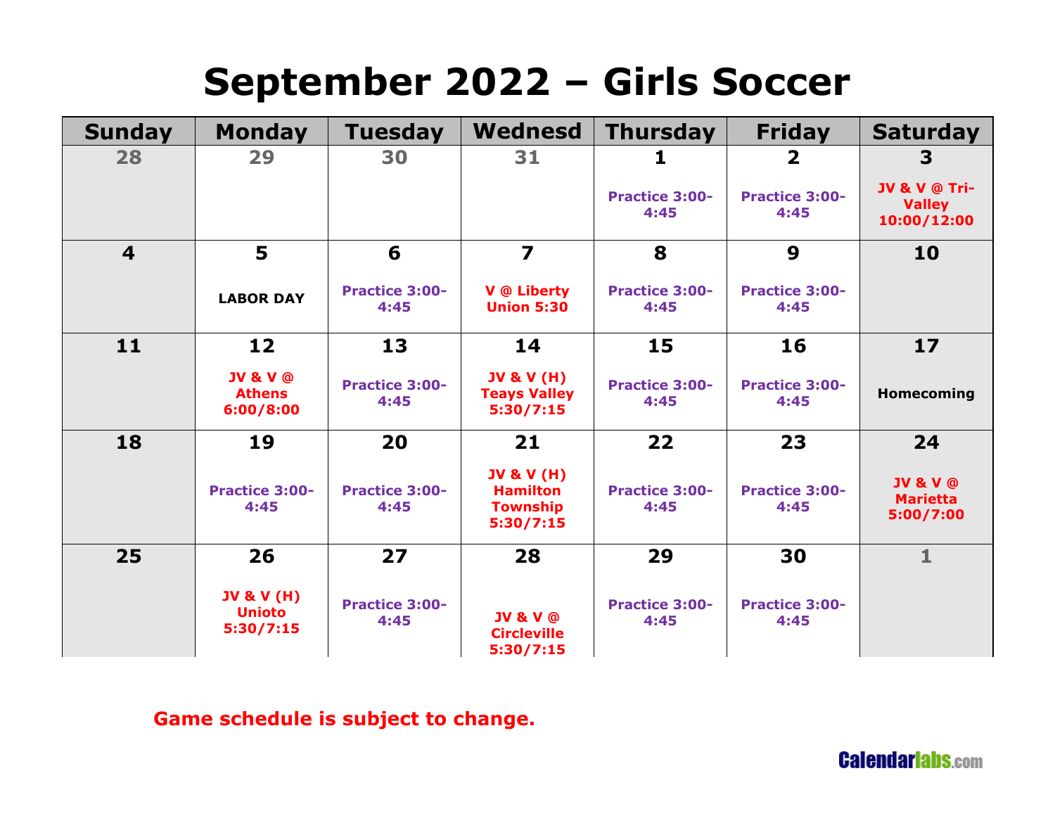# September 2022 – Girls Soccer

| Sunday | Monday | Tuesday | Wednesd | Thursday | Friday | Saturday |
|---|---|---|---|---|---|---|
| 28 | 29 | 30 | 31 | 1<br>Practice 3:00-4:45 | 2<br>Practice 3:00-4:45 | 3<br>JV & V @ Tri-Valley 10:00/12:00 |
| 4 | 5<br>LABOR DAY | 6<br>Practice 3:00-4:45 | 7<br>V @ Liberty Union 5:30 | 8<br>Practice 3:00-4:45 | 9<br>Practice 3:00-4:45 | 10 |
| 11 | 12<br>JV & V @ Athens 6:00/8:00 | 13<br>Practice 3:00-4:45 | 14<br>JV & V (H) Teays Valley 5:30/7:15 | 15<br>Practice 3:00-4:45 | 16<br>Practice 3:00-4:45 | 17<br>Homecoming |
| 18 | 19<br>Practice 3:00-4:45 | 20<br>Practice 3:00-4:45 | 21<br>JV & V (H) Hamilton Township 5:30/7:15 | 22<br>Practice 3:00-4:45 | 23<br>Practice 3:00-4:45 | 24<br>JV & V @ Marietta 5:00/7:00 |
| 25 | 26<br>JV & V (H) Unioto 5:30/7:15 | 27<br>Practice 3:00-4:45 | 28<br>JV & V @ Circleville 5:30/7:15 | 29<br>Practice 3:00-4:45 | 30<br>Practice 3:00-4:45 | 1 |

**Game schedule is subject to change.**

Calendarlabs.com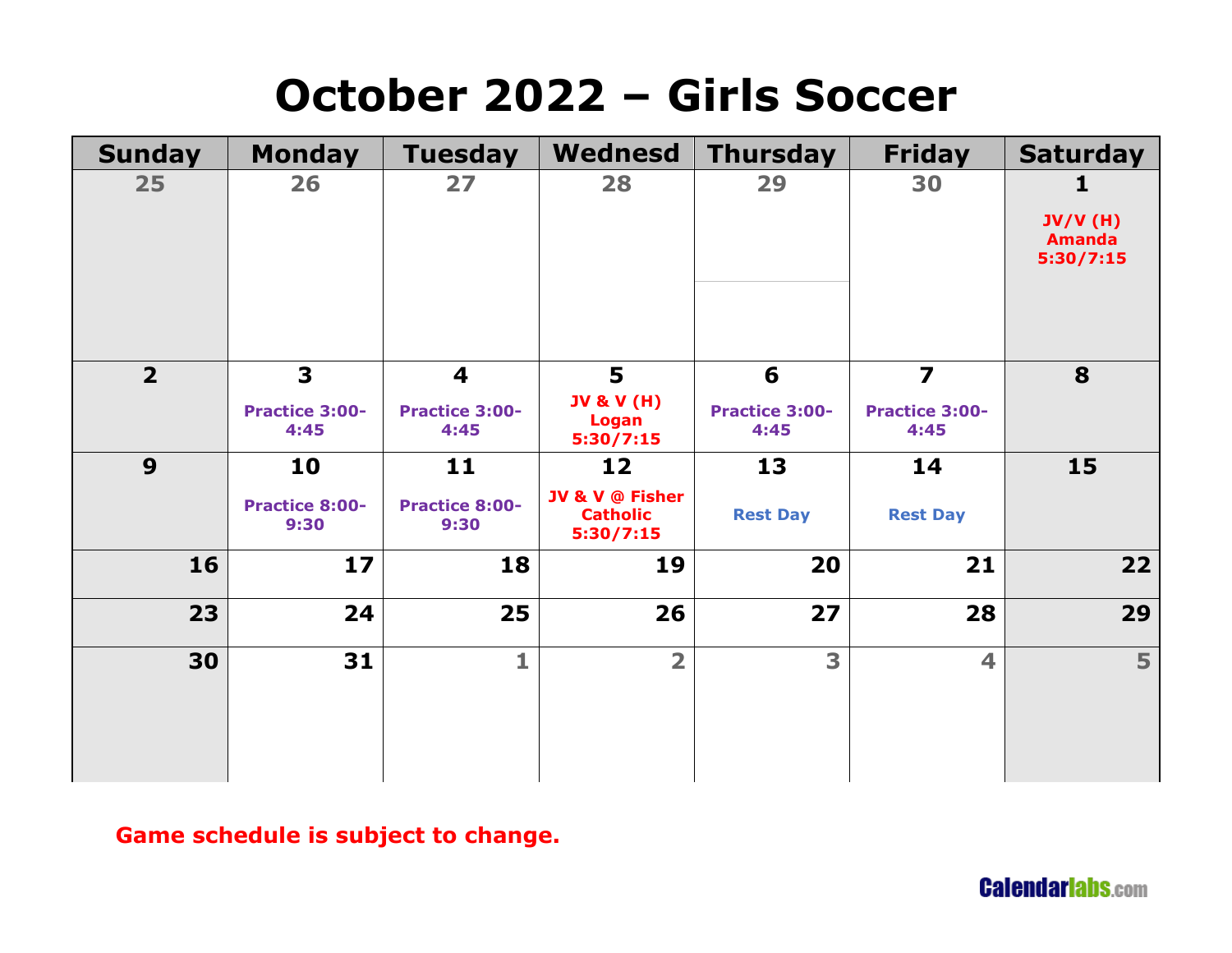# October 2022 – Girls Soccer

| Sunday | Monday | Tuesday | Wednesd | Thursday | Friday | Saturday |
|---|---|---|---|---|---|---|
| 25 | 26 | 27 | 28 | 29 | 30 | 1 JV/V (H) Amanda 5:30/7:15 |
| 2 | 3 Practice 3:00-4:45 | 4 Practice 3:00-4:45 | 5 JV & V (H) Logan 5:30/7:15 | 6 Practice 3:00-4:45 | 7 Practice 3:00-4:45 | 8 |
| 9 | 10 Practice 8:00-9:30 | 11 Practice 8:00-9:30 | 12 JV & V @ Fisher Catholic 5:30/7:15 | 13 Rest Day | 14 Rest Day | 15 |
| 16 | 17 | 18 | 19 | 20 | 21 | 22 |
| 23 | 24 | 25 | 26 | 27 | 28 | 29 |
| 30 | 31 | 1 | 2 | 3 | 4 | 5 |

**Game schedule is subject to change.**

Calendarlabs.com